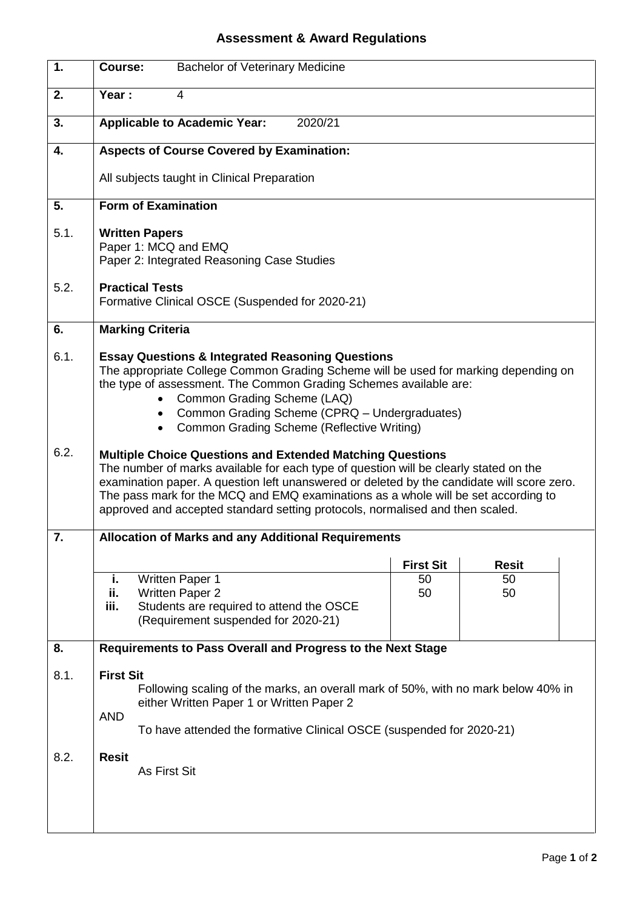# Assessment & Award Regulations

**1.** **Course:** Bachelor of Veterinary Medicine

**2.** **Year :** 4

**3.** **Applicable to Academic Year:** 2020/21

**4.** **Aspects of Course Covered by Examination:**

All subjects taught in Clinical Preparation

**5.** **Form of Examination**

**5.1.** **Written Papers**
Paper 1: MCQ and EMQ
Paper 2: Integrated Reasoning Case Studies

**5.2.** **Practical Tests**
Formative Clinical OSCE (Suspended for 2020-21)

**6.** **Marking Criteria**

**6.1.** **Essay Questions & Integrated Reasoning Questions**
The appropriate College Common Grading Scheme will be used for marking depending on the type of assessment. The Common Grading Schemes available are:

- Common Grading Scheme (LAQ)
- Common Grading Scheme (CPRQ – Undergraduates)
- Common Grading Scheme (Reflective Writing)

**6.2.** **Multiple Choice Questions and Extended Matching Questions**
The number of marks available for each type of question will be clearly stated on the examination paper. A question left unanswered or deleted by the candidate will score zero. The pass mark for the MCQ and EMQ examinations as a whole will be set according to approved and accepted standard setting protocols, normalised and then scaled.

**7.** **Allocation of Marks and any Additional Requirements**

| | | First Sit | Resit |
|---|---|---|---|
| i. | Written Paper 1 | 50 | 50 |
| ii. | Written Paper 2 | 50 | 50 |
| iii. | Students are required to attend the OSCE (Requirement suspended for 2020-21) | | |

**8.** **Requirements to Pass Overall and Progress to the Next Stage**

**8.1.** **First Sit**
Following scaling of the marks, an overall mark of 50%, with no mark below 40% in either Written Paper 1 or Written Paper 2

AND

To have attended the formative Clinical OSCE (suspended for 2020-21)

**8.2.** **Resit**
As First Sit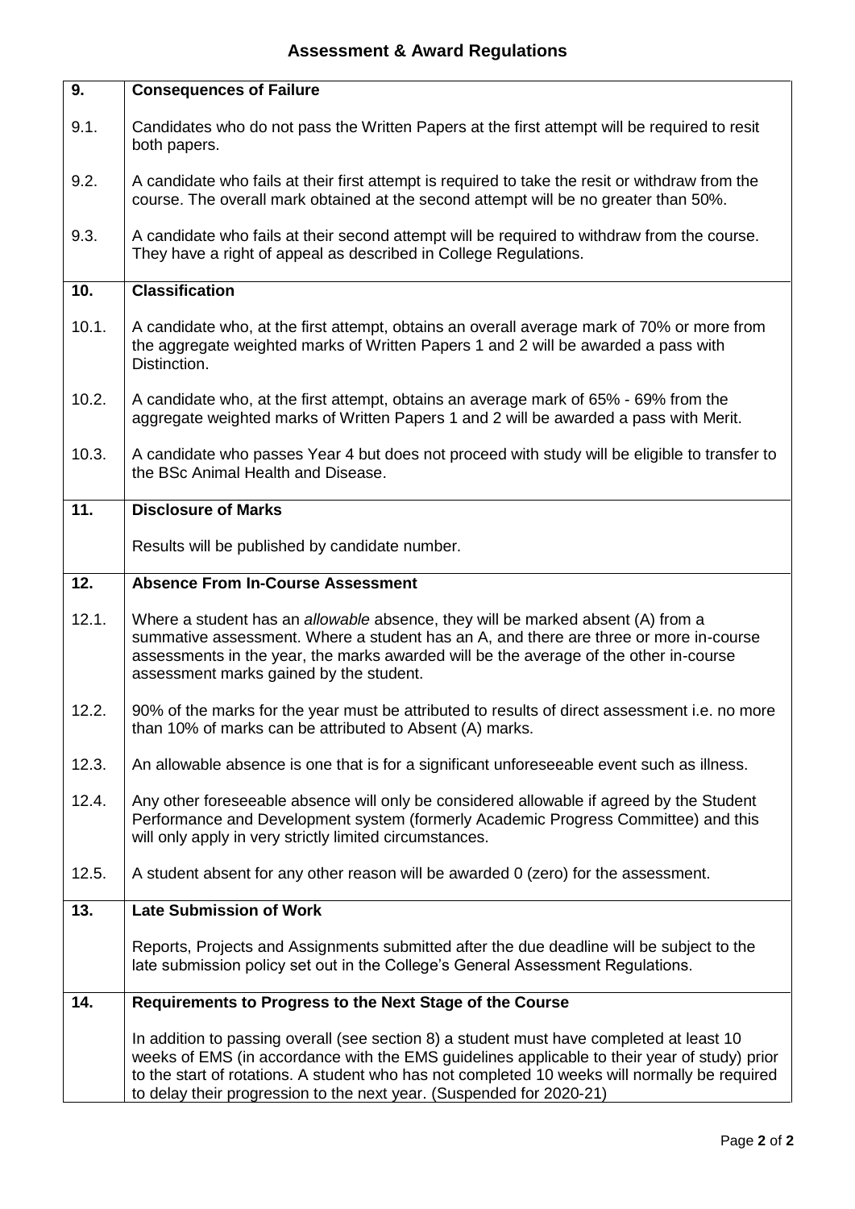# Assessment & Award Regulations

| | |
|---|---|
| **9.** | **Consequences of Failure** |
| 9.1. | Candidates who do not pass the Written Papers at the first attempt will be required to resit both papers. |
| 9.2. | A candidate who fails at their first attempt is required to take the resit or withdraw from the course. The overall mark obtained at the second attempt will be no greater than 50%. |
| 9.3. | A candidate who fails at their second attempt will be required to withdraw from the course. They have a right of appeal as described in College Regulations. |
| **10.** | **Classification** |
| 10.1. | A candidate who, at the first attempt, obtains an overall average mark of 70% or more from the aggregate weighted marks of Written Papers 1 and 2 will be awarded a pass with Distinction. |
| 10.2. | A candidate who, at the first attempt, obtains an average mark of 65% - 69% from the aggregate weighted marks of Written Papers 1 and 2 will be awarded a pass with Merit. |
| 10.3. | A candidate who passes Year 4 but does not proceed with study will be eligible to transfer to the BSc Animal Health and Disease. |
| **11.** | **Disclosure of Marks** |
| | Results will be published by candidate number. |
| **12.** | **Absence From In-Course Assessment** |
| 12.1. | Where a student has an *allowable* absence, they will be marked absent (A) from a summative assessment. Where a student has an A, and there are three or more in-course assessments in the year, the marks awarded will be the average of the other in-course assessment marks gained by the student. |
| 12.2. | 90% of the marks for the year must be attributed to results of direct assessment i.e. no more than 10% of marks can be attributed to Absent (A) marks. |
| 12.3. | An allowable absence is one that is for a significant unforeseeable event such as illness. |
| 12.4. | Any other foreseeable absence will only be considered allowable if agreed by the Student Performance and Development system (formerly Academic Progress Committee) and this will only apply in very strictly limited circumstances. |
| 12.5. | A student absent for any other reason will be awarded 0 (zero) for the assessment. |
| **13.** | **Late Submission of Work** |
| | Reports, Projects and Assignments submitted after the due deadline will be subject to the late submission policy set out in the College's General Assessment Regulations. |
| **14.** | **Requirements to Progress to the Next Stage of the Course** |
| | In addition to passing overall (see section 8) a student must have completed at least 10 weeks of EMS (in accordance with the EMS guidelines applicable to their year of study) prior to the start of rotations. A student who has not completed 10 weeks will normally be required to delay their progression to the next year. (Suspended for 2020-21) |